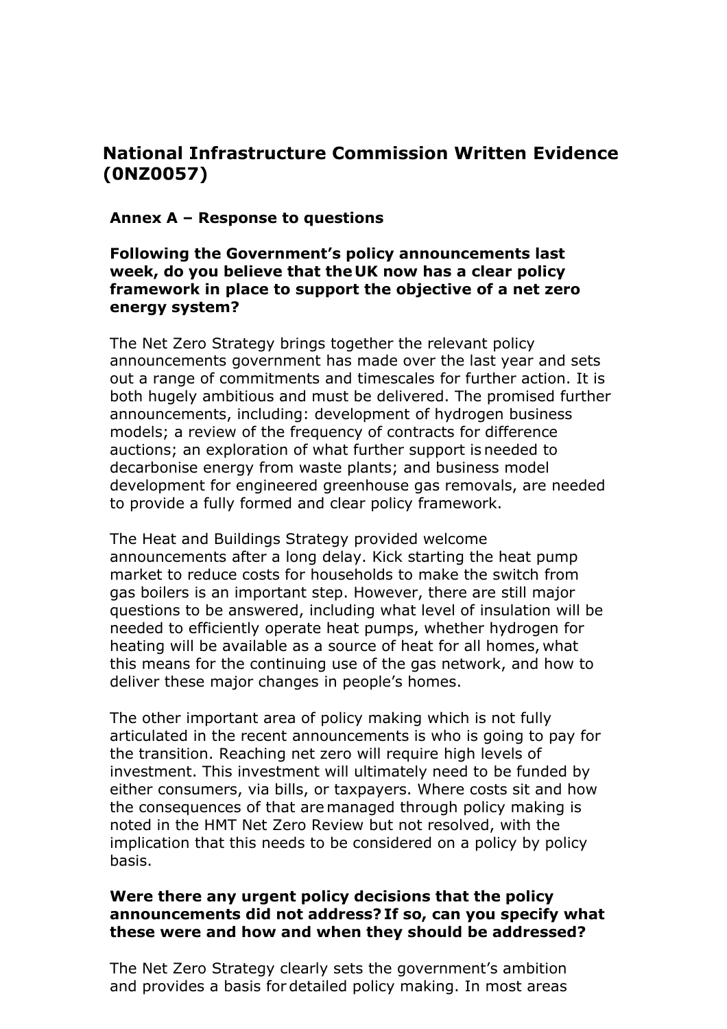# National Infrastructure Commission Written Evidence (0NZ0057)

## Annex A – Response to questions

### Following the Government's policy announcements last week, do you believe that the UK now has a clear policy framework in place to support the objective of a net zero energy system?

The Net Zero Strategy brings together the relevant policy announcements government has made over the last year and sets out a range of commitments and timescales for further action. It is both hugely ambitious and must be delivered. The promised further announcements, including: development of hydrogen business models; a review of the frequency of contracts for difference auctions; an exploration of what further support is needed to decarbonise energy from waste plants; and business model development for engineered greenhouse gas removals, are needed to provide a fully formed and clear policy framework.

The Heat and Buildings Strategy provided welcome announcements after a long delay. Kick starting the heat pump market to reduce costs for households to make the switch from gas boilers is an important step. However, there are still major questions to be answered, including what level of insulation will be needed to efficiently operate heat pumps, whether hydrogen for heating will be available as a source of heat for all homes, what this means for the continuing use of the gas network, and how to deliver these major changes in people's homes.

The other important area of policy making which is not fully articulated in the recent announcements is who is going to pay for the transition. Reaching net zero will require high levels of investment. This investment will ultimately need to be funded by either consumers, via bills, or taxpayers. Where costs sit and how the consequences of that are managed through policy making is noted in the HMT Net Zero Review but not resolved, with the implication that this needs to be considered on a policy by policy basis.

### Were there any urgent policy decisions that the policy announcements did not address? If so, can you specify what these were and how and when they should be addressed?

The Net Zero Strategy clearly sets the government's ambition and provides a basis for detailed policy making. In most areas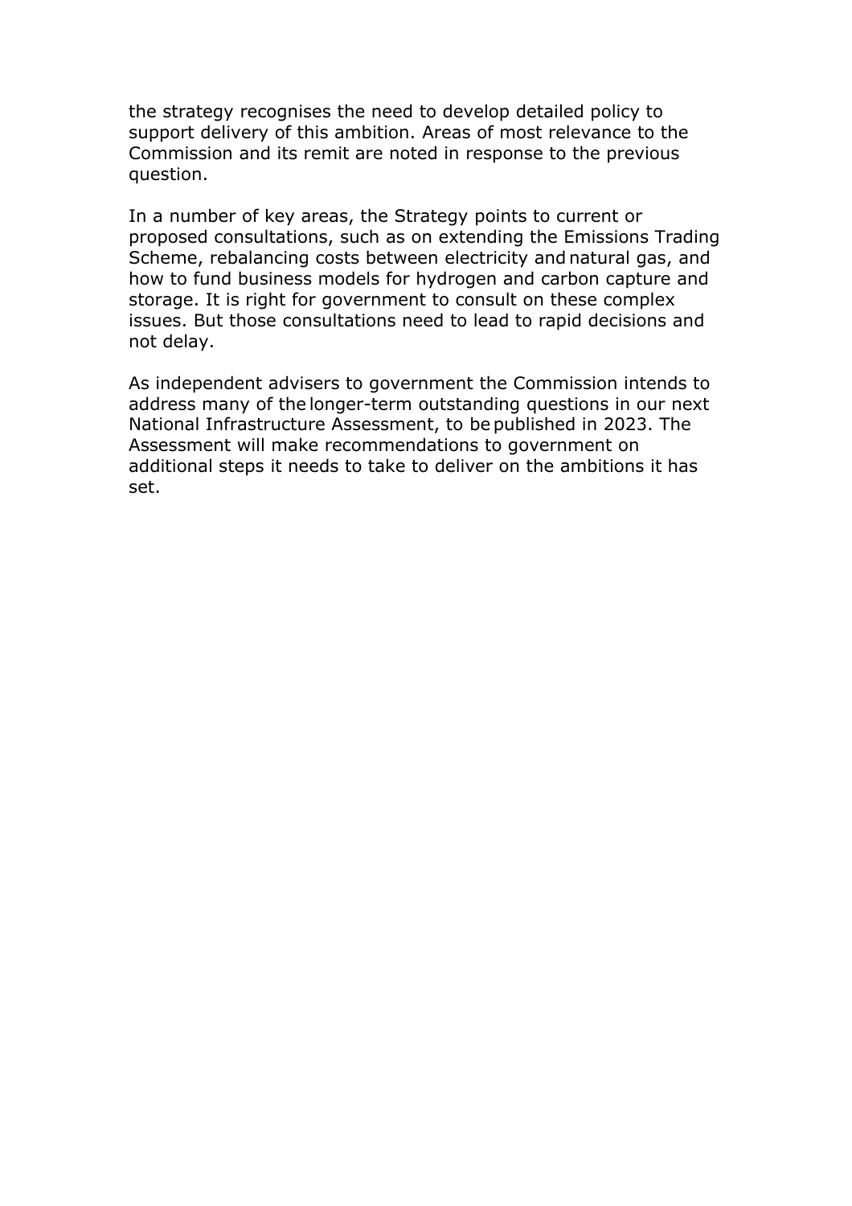the strategy recognises the need to develop detailed policy to support delivery of this ambition. Areas of most relevance to the Commission and its remit are noted in response to the previous question.

In a number of key areas, the Strategy points to current or proposed consultations, such as on extending the Emissions Trading Scheme, rebalancing costs between electricity and natural gas, and how to fund business models for hydrogen and carbon capture and storage. It is right for government to consult on these complex issues. But those consultations need to lead to rapid decisions and not delay.

As independent advisers to government the Commission intends to address many of the longer-term outstanding questions in our next National Infrastructure Assessment, to be published in 2023. The Assessment will make recommendations to government on additional steps it needs to take to deliver on the ambitions it has set.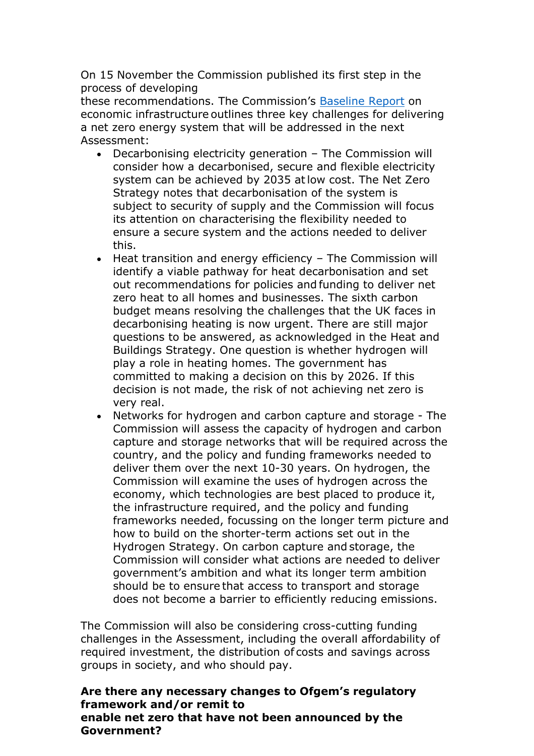On 15 November the Commission published its first step in the process of developing these recommendations. The Commission's [Baseline Report](#) on economic infrastructure outlines three key challenges for delivering a net zero energy system that will be addressed in the next Assessment:

- Decarbonising electricity generation – The Commission will consider how a decarbonised, secure and flexible electricity system can be achieved by 2035 at low cost. The Net Zero Strategy notes that decarbonisation of the system is subject to security of supply and the Commission will focus its attention on characterising the flexibility needed to ensure a secure system and the actions needed to deliver this.
- Heat transition and energy efficiency – The Commission will identify a viable pathway for heat decarbonisation and set out recommendations for policies and funding to deliver net zero heat to all homes and businesses. The sixth carbon budget means resolving the challenges that the UK faces in decarbonising heating is now urgent. There are still major questions to be answered, as acknowledged in the Heat and Buildings Strategy. One question is whether hydrogen will play a role in heating homes. The government has committed to making a decision on this by 2026. If this decision is not made, the risk of not achieving net zero is very real.
- Networks for hydrogen and carbon capture and storage - The Commission will assess the capacity of hydrogen and carbon capture and storage networks that will be required across the country, and the policy and funding frameworks needed to deliver them over the next 10-30 years. On hydrogen, the Commission will examine the uses of hydrogen across the economy, which technologies are best placed to produce it, the infrastructure required, and the policy and funding frameworks needed, focussing on the longer term picture and how to build on the shorter-term actions set out in the Hydrogen Strategy. On carbon capture and storage, the Commission will consider what actions are needed to deliver government's ambition and what its longer term ambition should be to ensure that access to transport and storage does not become a barrier to efficiently reducing emissions.

The Commission will also be considering cross-cutting funding challenges in the Assessment, including the overall affordability of required investment, the distribution of costs and savings across groups in society, and who should pay.

**Are there any necessary changes to Ofgem's regulatory framework and/or remit to enable net zero that have not been announced by the Government?**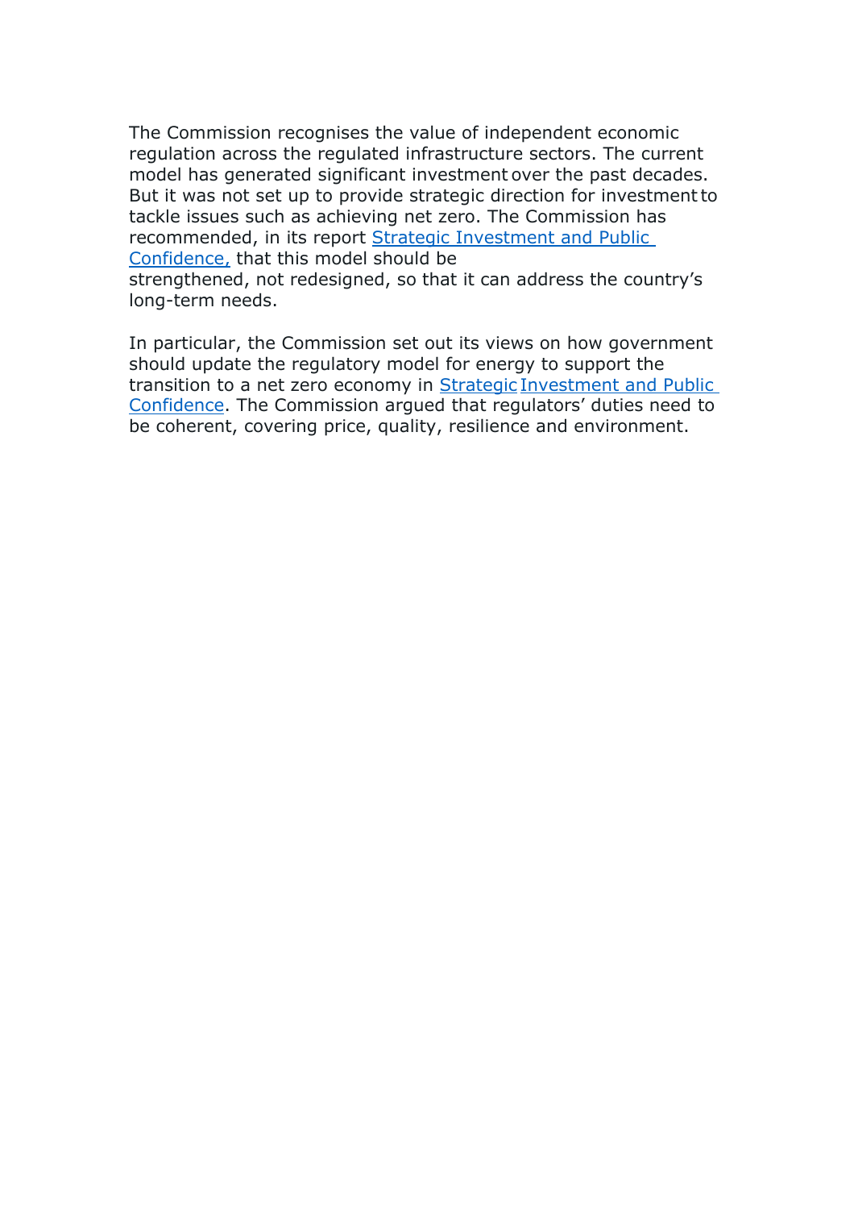The Commission recognises the value of independent economic regulation across the regulated infrastructure sectors. The current model has generated significant investment over the past decades. But it was not set up to provide strategic direction for investment to tackle issues such as achieving net zero. The Commission has recommended, in its report [Strategic Investment and Public Confidence](), that this model should be strengthened, not redesigned, so that it can address the country's long-term needs.

In particular, the Commission set out its views on how government should update the regulatory model for energy to support the transition to a net zero economy in [Strategic Investment and Public Confidence](). The Commission argued that regulators' duties need to be coherent, covering price, quality, resilience and environment.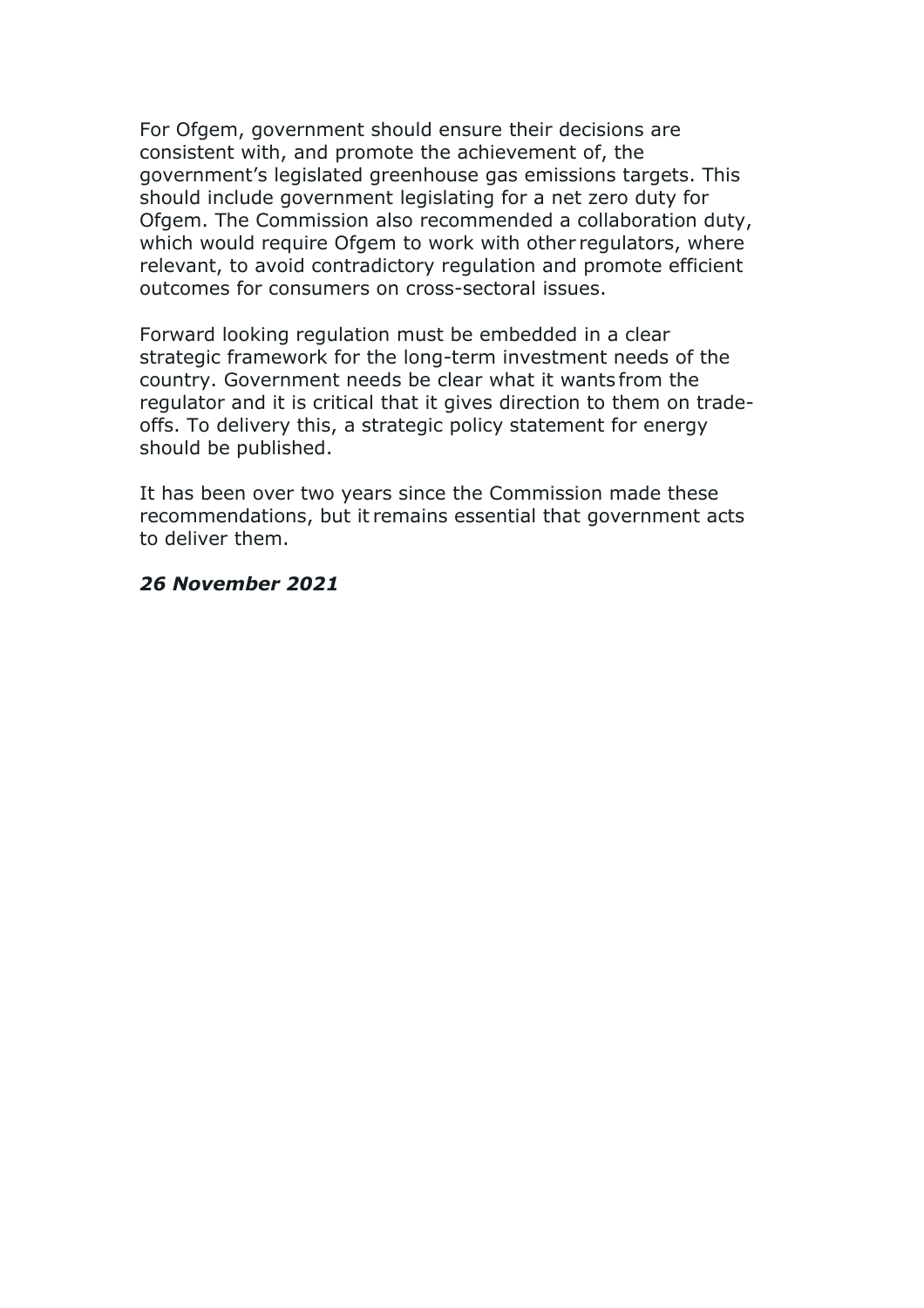For Ofgem, government should ensure their decisions are consistent with, and promote the achievement of, the government's legislated greenhouse gas emissions targets. This should include government legislating for a net zero duty for Ofgem. The Commission also recommended a collaboration duty, which would require Ofgem to work with other regulators, where relevant, to avoid contradictory regulation and promote efficient outcomes for consumers on cross-sectoral issues.

Forward looking regulation must be embedded in a clear strategic framework for the long-term investment needs of the country. Government needs be clear what it wants from the regulator and it is critical that it gives direction to them on trade-offs. To delivery this, a strategic policy statement for energy should be published.

It has been over two years since the Commission made these recommendations, but it remains essential that government acts to deliver them.

***26 November 2021***